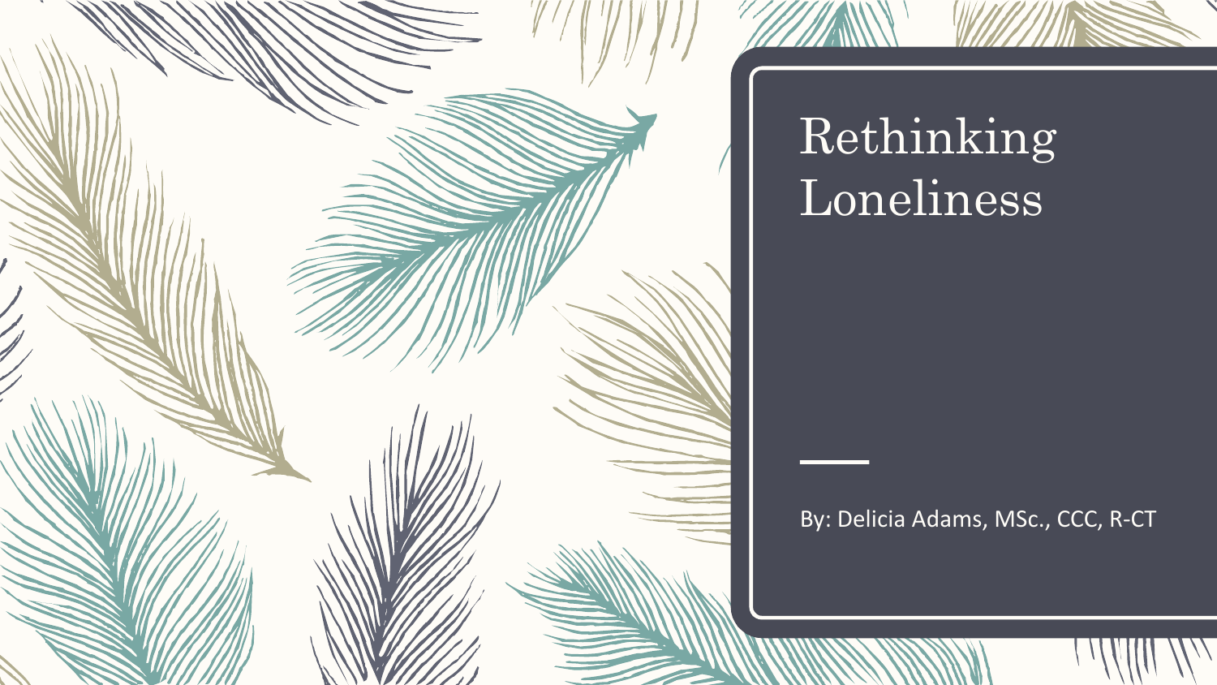# Rethinking Loneliness

By: Delicia Adams, MSc., CCC, R-CT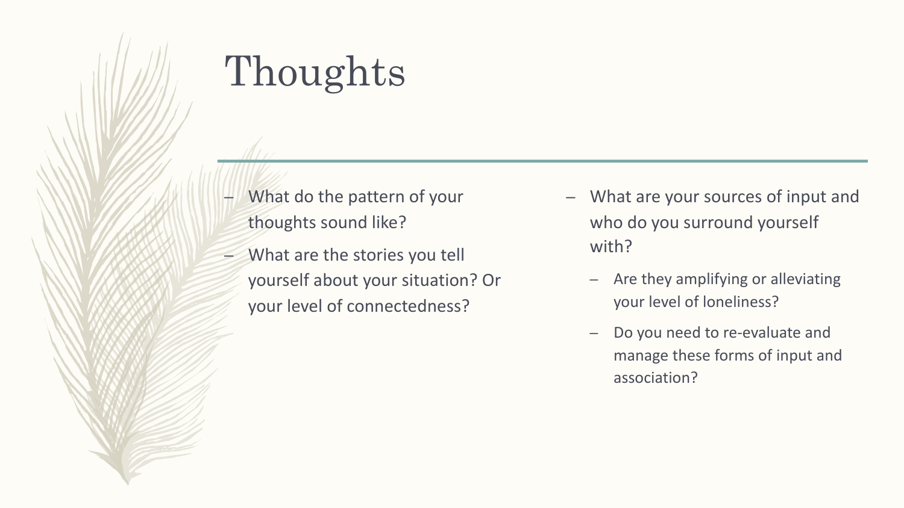# Thoughts

- What do the pattern of your thoughts sound like?
- What are the stories you tell yourself about your situation? Or your level of connectedness?
- What are your sources of input and who do you surround yourself with?
  - Are they amplifying or alleviating your level of loneliness?
  - Do you need to re-evaluate and manage these forms of input and association?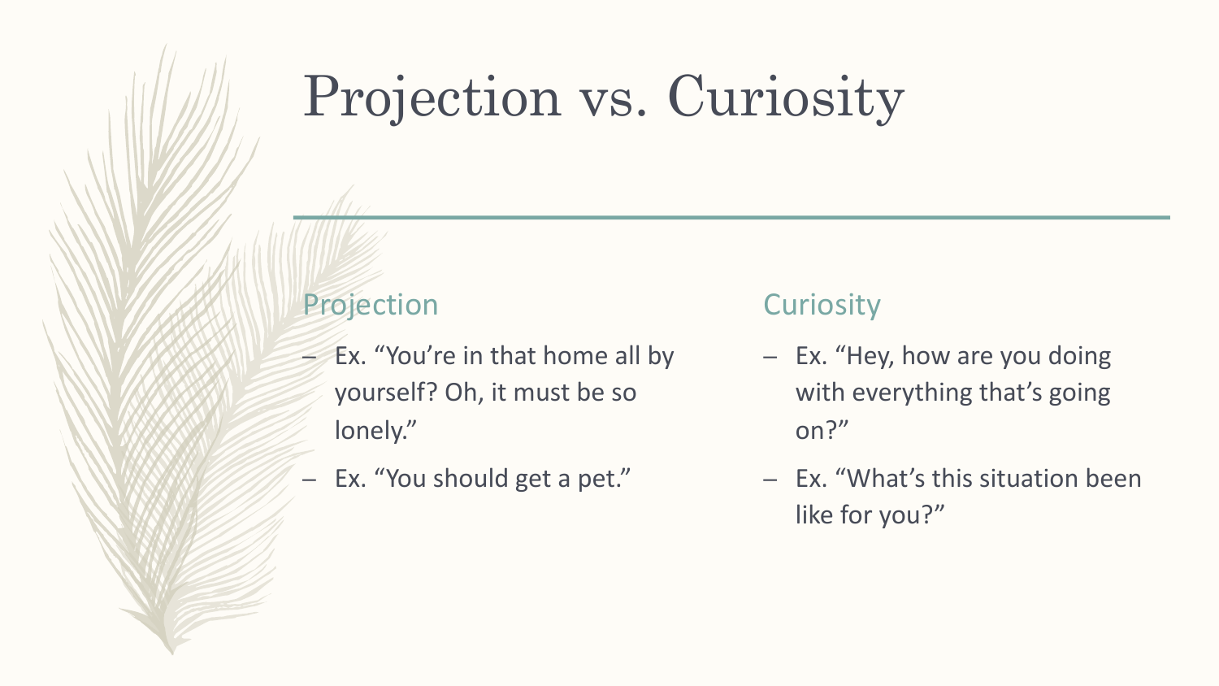# Projection vs. Curiosity

## Projection

- Ex. “You’re in that home all by yourself? Oh, it must be so lonely.”
- Ex. “You should get a pet.”

## Curiosity

- Ex. “Hey, how are you doing with everything that’s going on?”
- Ex. “What’s this situation been like for you?”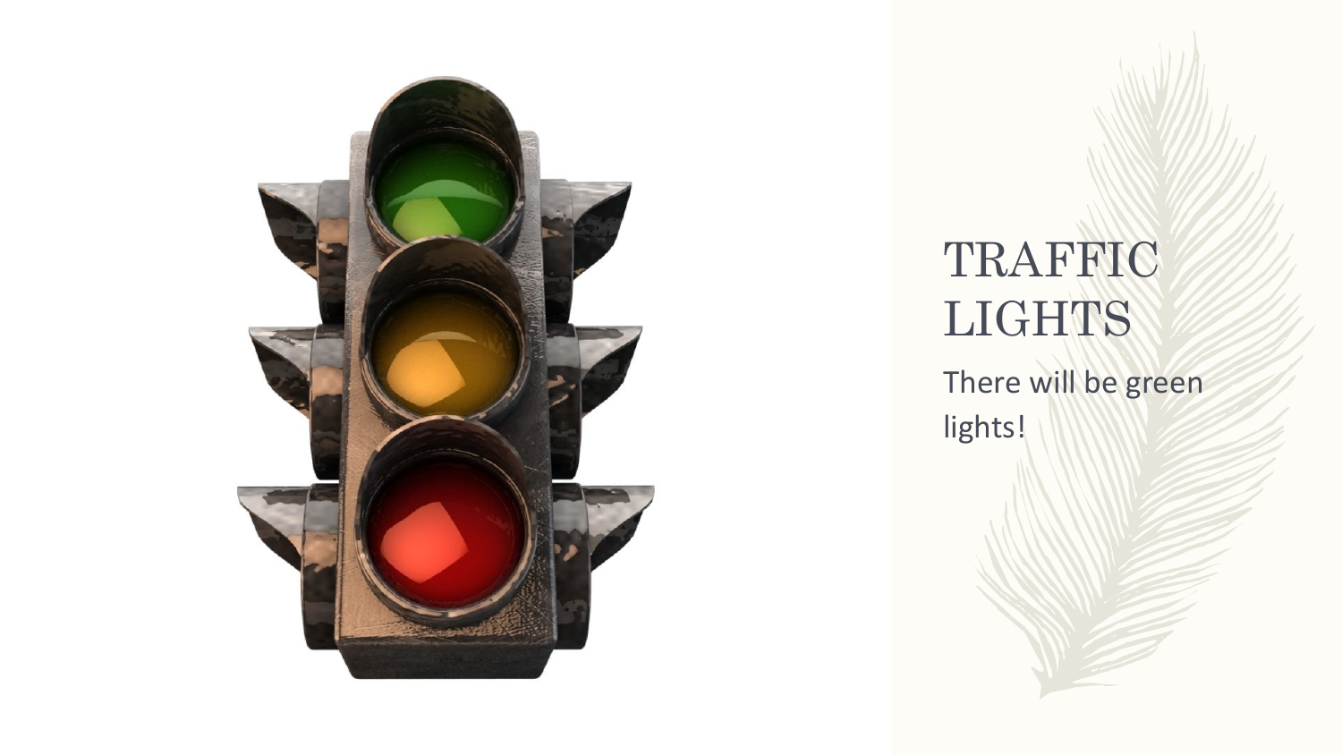# TRAFFIC LIGHTS

There will be green lights!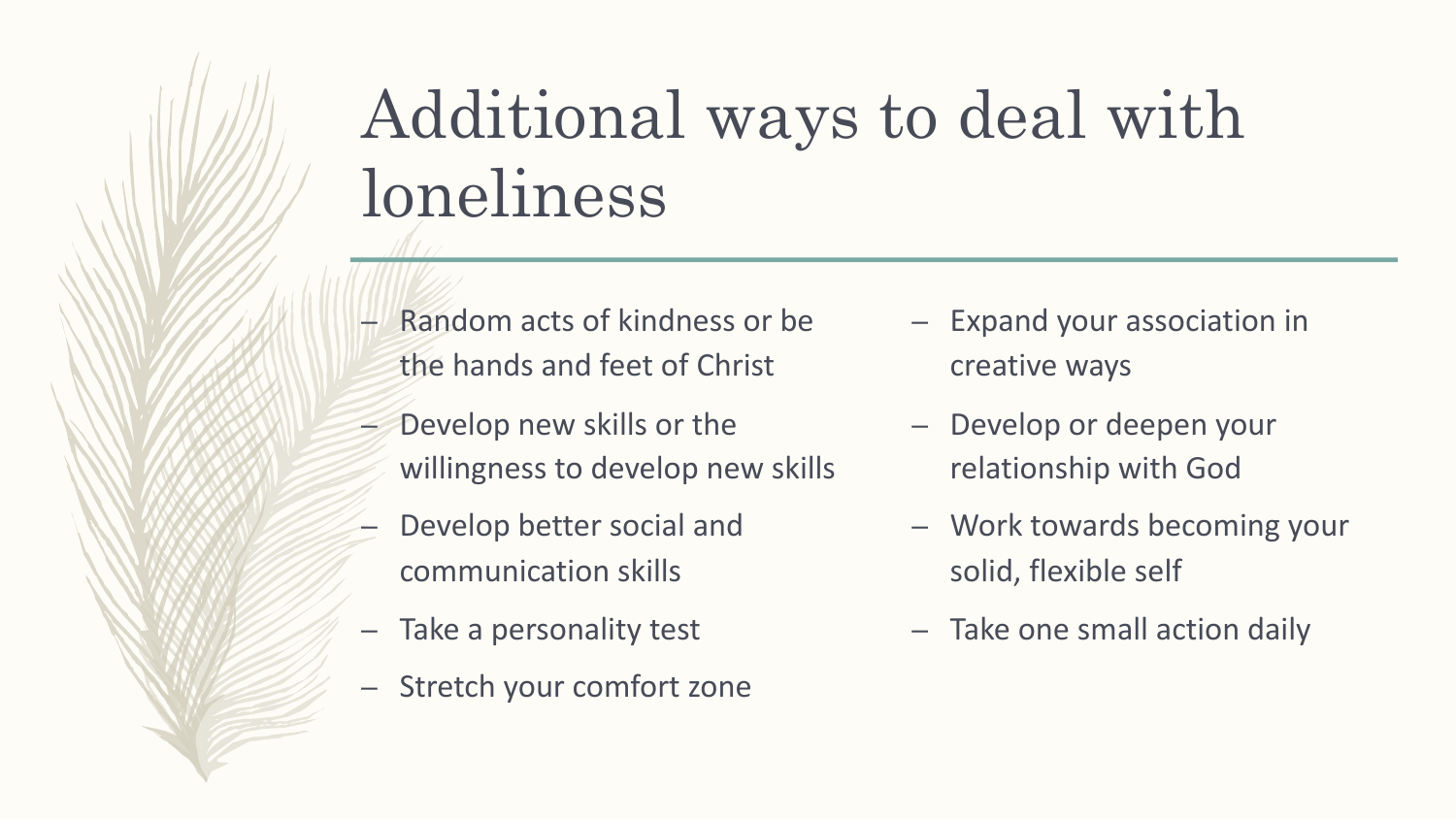# Additional ways to deal with loneliness

- Random acts of kindness or be the hands and feet of Christ
- Develop new skills or the willingness to develop new skills
- Develop better social and communication skills
- Take a personality test
- Stretch your comfort zone
- Expand your association in creative ways
- Develop or deepen your relationship with God
- Work towards becoming your solid, flexible self
- Take one small action daily